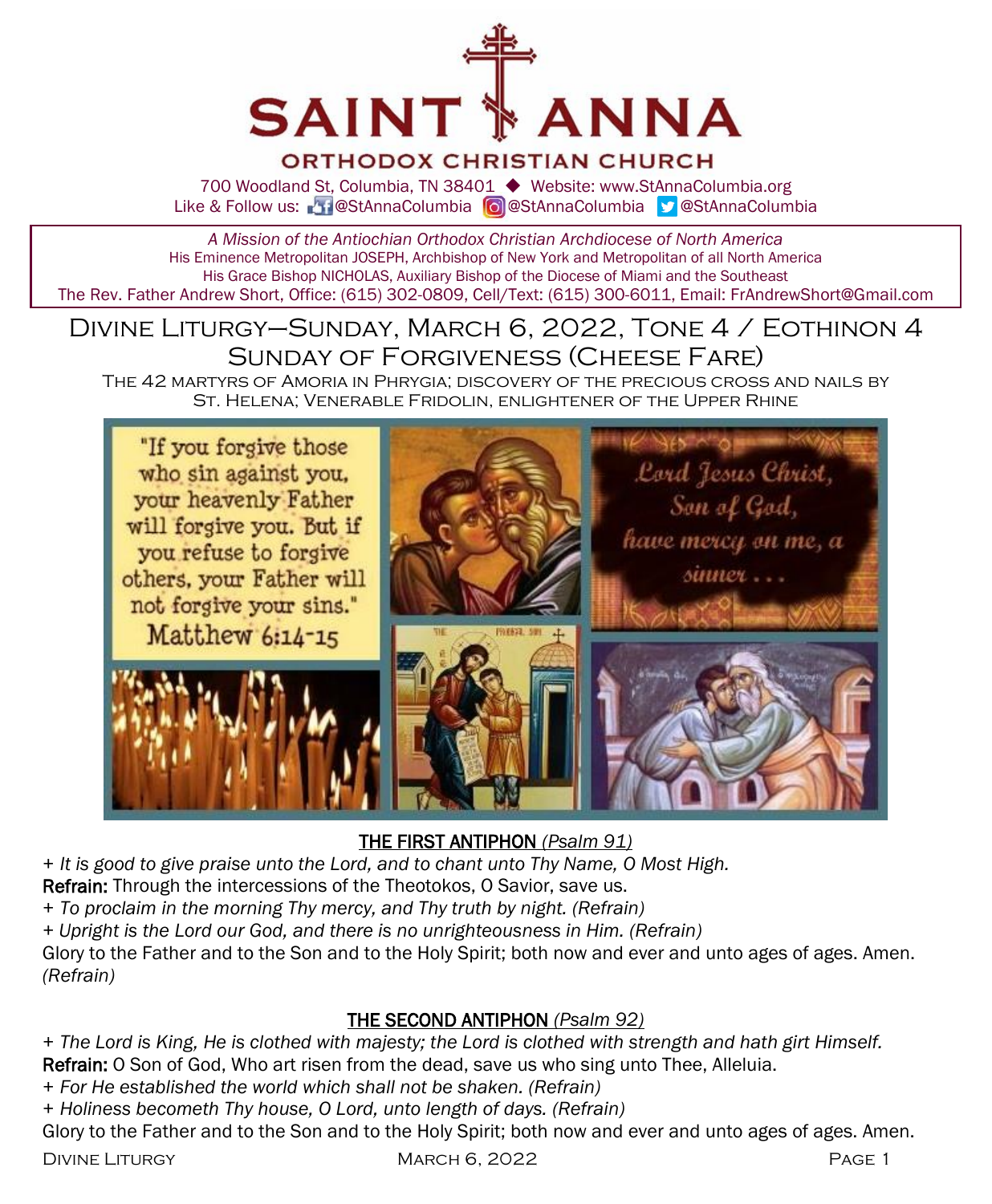# SAINT ANNA
## ORTHODOX CHRISTIAN CHURCH

700 Woodland St, Columbia, TN 38401 ◆ Website: www.StAnnaColumbia.org
Like & Follow us: @StAnnaColumbia @StAnnaColumbia @StAnnaColumbia

*A Mission of the Antiochian Orthodox Christian Archdiocese of North America*
His Eminence Metropolitan JOSEPH, Archbishop of New York and Metropolitan of all North America
His Grace Bishop NICHOLAS, Auxiliary Bishop of the Diocese of Miami and the Southeast
The Rev. Father Andrew Short, Office: (615) 302-0809, Cell/Text: (615) 300-6011, Email: FrAndrewShort@Gmail.com

# Divine Liturgy—Sunday, March 6, 2022, Tone 4 / Eothinon 4
## Sunday of Forgiveness (Cheese Fare)

The 42 martyrs of Amoria in Phrygia; discovery of the precious cross and nails by St. Helena; Venerable Fridolin, enlightener of the Upper Rhine

"If you forgive those who sin against you, your heavenly Father will forgive you. But if you refuse to forgive others, your Father will not forgive your sins." Matthew 6:14-15

Lord Jesus Christ, Son of God, have mercy on me, a sinner . . .

### THE FIRST ANTIPHON *(Psalm 91)*

\+ *It is good to give praise unto the Lord, and to chant unto Thy Name, O Most High.*
**Refrain:** Through the intercessions of the Theotokos, O Savior, save us.
\+ *To proclaim in the morning Thy mercy, and Thy truth by night. (Refrain)*
\+ *Upright is the Lord our God, and there is no unrighteousness in Him. (Refrain)*
Glory to the Father and to the Son and to the Holy Spirit; both now and ever and unto ages of ages. Amen. *(Refrain)*

### THE SECOND ANTIPHON *(Psalm 92)*

\+ *The Lord is King, He is clothed with majesty; the Lord is clothed with strength and hath girt Himself.*
**Refrain:** O Son of God, Who art risen from the dead, save us who sing unto Thee, Alleluia.
\+ *For He established the world which shall not be shaken. (Refrain)*
\+ *Holiness becometh Thy house, O Lord, unto length of days. (Refrain)*
Glory to the Father and to the Son and to the Holy Spirit; both now and ever and unto ages of ages. Amen.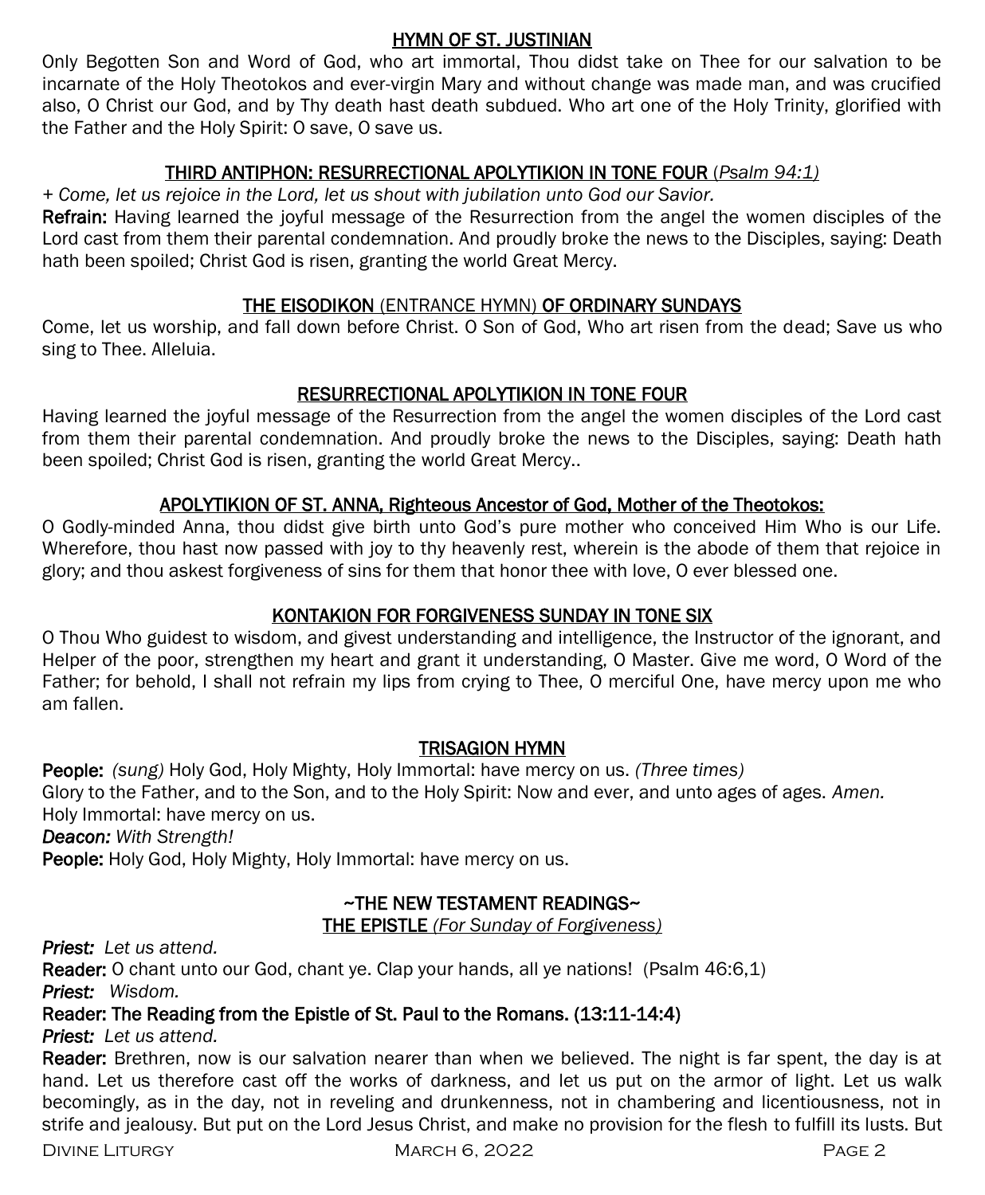## HYMN OF ST. JUSTINIAN

Only Begotten Son and Word of God, who art immortal, Thou didst take on Thee for our salvation to be incarnate of the Holy Theotokos and ever-virgin Mary and without change was made man, and was crucified also, O Christ our God, and by Thy death hast death subdued. Who art one of the Holy Trinity, glorified with the Father and the Holy Spirit: O save, O save us.

## THIRD ANTIPHON: RESURRECTIONAL APOLYTIKION IN TONE FOUR *(Psalm 94:1)*

*+ Come, let us rejoice in the Lord, let us shout with jubilation unto God our Savior.*

**Refrain:** Having learned the joyful message of the Resurrection from the angel the women disciples of the Lord cast from them their parental condemnation. And proudly broke the news to the Disciples, saying: Death hath been spoiled; Christ God is risen, granting the world Great Mercy.

## THE EISODIKON (ENTRANCE HYMN) OF ORDINARY SUNDAYS

Come, let us worship, and fall down before Christ. O Son of God, Who art risen from the dead; Save us who sing to Thee. Alleluia.

## RESURRECTIONAL APOLYTIKION IN TONE FOUR

Having learned the joyful message of the Resurrection from the angel the women disciples of the Lord cast from them their parental condemnation. And proudly broke the news to the Disciples, saying: Death hath been spoiled; Christ God is risen, granting the world Great Mercy..

## APOLYTIKION OF ST. ANNA, Righteous Ancestor of God, Mother of the Theotokos:

O Godly-minded Anna, thou didst give birth unto God's pure mother who conceived Him Who is our Life. Wherefore, thou hast now passed with joy to thy heavenly rest, wherein is the abode of them that rejoice in glory; and thou askest forgiveness of sins for them that honor thee with love, O ever blessed one.

## KONTAKION FOR FORGIVENESS SUNDAY IN TONE SIX

O Thou Who guidest to wisdom, and givest understanding and intelligence, the Instructor of the ignorant, and Helper of the poor, strengthen my heart and grant it understanding, O Master. Give me word, O Word of the Father; for behold, I shall not refrain my lips from crying to Thee, O merciful One, have mercy upon me who am fallen.

## TRISAGION HYMN

**People:** *(sung)* Holy God, Holy Mighty, Holy Immortal: have mercy on us. *(Three times)*
Glory to the Father, and to the Son, and to the Holy Spirit: Now and ever, and unto ages of ages. *Amen.*
Holy Immortal: have mercy on us.
***Deacon:*** *With Strength!*
**People:** Holy God, Holy Mighty, Holy Immortal: have mercy on us.

## ~THE NEW TESTAMENT READINGS~

### THE EPISTLE *(For Sunday of Forgiveness)*

***Priest:*** *Let us attend.*
**Reader:** O chant unto our God, chant ye. Clap your hands, all ye nations! (Psalm 46:6,1)
***Priest:*** *Wisdom.*
**Reader: The Reading from the Epistle of St. Paul to the Romans. (13:11-14:4)**
***Priest:*** *Let us attend.*
**Reader:** Brethren, now is our salvation nearer than when we believed. The night is far spent, the day is at hand. Let us therefore cast off the works of darkness, and let us put on the armor of light. Let us walk becomingly, as in the day, not in reveling and drunkenness, not in chambering and licentiousness, not in strife and jealousy. But put on the Lord Jesus Christ, and make no provision for the flesh to fulfill its lusts. But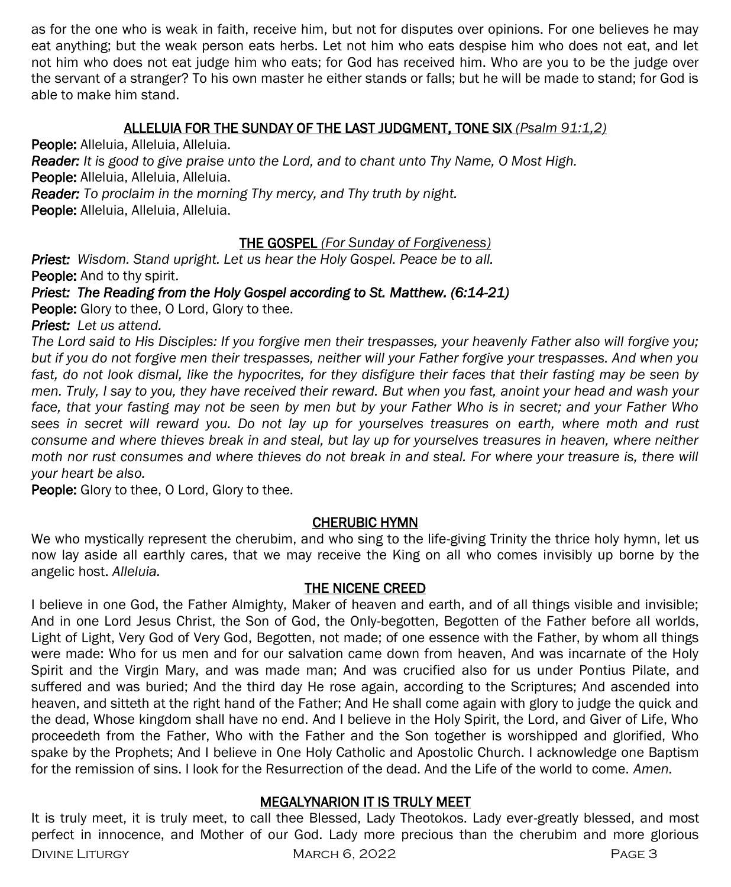as for the one who is weak in faith, receive him, but not for disputes over opinions. For one believes he may eat anything; but the weak person eats herbs. Let not him who eats despise him who does not eat, and let not him who does not eat judge him who eats; for God has received him. Who are you to be the judge over the servant of a stranger? To his own master he either stands or falls; but he will be made to stand; for God is able to make him stand.

## ALLELUIA FOR THE SUNDAY OF THE LAST JUDGMENT, TONE SIX *(Psalm 91:1,2)*

**People:** Alleluia, Alleluia, Alleluia.
***Reader:*** *It is good to give praise unto the Lord, and to chant unto Thy Name, O Most High.*
**People:** Alleluia, Alleluia, Alleluia.
***Reader:*** *To proclaim in the morning Thy mercy, and Thy truth by night.*
**People:** Alleluia, Alleluia, Alleluia.

## THE GOSPEL *(For Sunday of Forgiveness)*

***Priest:*** *Wisdom. Stand upright. Let us hear the Holy Gospel. Peace be to all.*
**People:** And to thy spirit.
***Priest: The Reading from the Holy Gospel according to St. Matthew. (6:14-21)***
**People:** Glory to thee, O Lord, Glory to thee.
***Priest:*** *Let us attend.*

*The Lord said to His Disciples: If you forgive men their trespasses, your heavenly Father also will forgive you; but if you do not forgive men their trespasses, neither will your Father forgive your trespasses. And when you fast, do not look dismal, like the hypocrites, for they disfigure their faces that their fasting may be seen by men. Truly, I say to you, they have received their reward. But when you fast, anoint your head and wash your face, that your fasting may not be seen by men but by your Father Who is in secret; and your Father Who sees in secret will reward you. Do not lay up for yourselves treasures on earth, where moth and rust consume and where thieves break in and steal, but lay up for yourselves treasures in heaven, where neither moth nor rust consumes and where thieves do not break in and steal. For where your treasure is, there will your heart be also.*

**People:** Glory to thee, O Lord, Glory to thee.

## CHERUBIC HYMN

We who mystically represent the cherubim, and who sing to the life-giving Trinity the thrice holy hymn, let us now lay aside all earthly cares, that we may receive the King on all who comes invisibly up borne by the angelic host. *Alleluia.*

## THE NICENE CREED

I believe in one God, the Father Almighty, Maker of heaven and earth, and of all things visible and invisible; And in one Lord Jesus Christ, the Son of God, the Only-begotten, Begotten of the Father before all worlds, Light of Light, Very God of Very God, Begotten, not made; of one essence with the Father, by whom all things were made: Who for us men and for our salvation came down from heaven, And was incarnate of the Holy Spirit and the Virgin Mary, and was made man; And was crucified also for us under Pontius Pilate, and suffered and was buried; And the third day He rose again, according to the Scriptures; And ascended into heaven, and sitteth at the right hand of the Father; And He shall come again with glory to judge the quick and the dead, Whose kingdom shall have no end. And I believe in the Holy Spirit, the Lord, and Giver of Life, Who proceedeth from the Father, Who with the Father and the Son together is worshipped and glorified, Who spake by the Prophets; And I believe in One Holy Catholic and Apostolic Church. I acknowledge one Baptism for the remission of sins. I look for the Resurrection of the dead. And the Life of the world to come. *Amen.*

## MEGALYNARION IT IS TRULY MEET

It is truly meet, it is truly meet, to call thee Blessed, Lady Theotokos. Lady ever-greatly blessed, and most perfect in innocence, and Mother of our God. Lady more precious than the cherubim and more glorious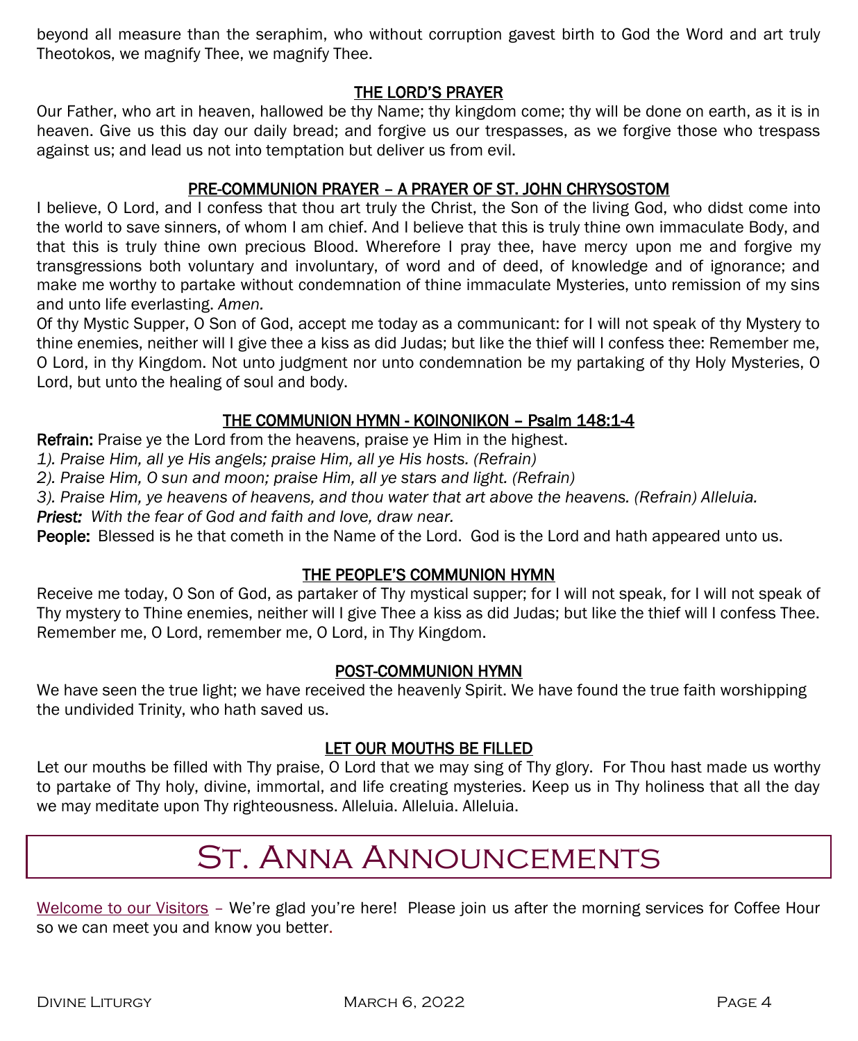beyond all measure than the seraphim, who without corruption gavest birth to God the Word and art truly Theotokos, we magnify Thee, we magnify Thee.

## THE LORD'S PRAYER

Our Father, who art in heaven, hallowed be thy Name; thy kingdom come; thy will be done on earth, as it is in heaven. Give us this day our daily bread; and forgive us our trespasses, as we forgive those who trespass against us; and lead us not into temptation but deliver us from evil.

## PRE-COMMUNION PRAYER – A PRAYER OF ST. JOHN CHRYSOSTOM

I believe, O Lord, and I confess that thou art truly the Christ, the Son of the living God, who didst come into the world to save sinners, of whom I am chief. And I believe that this is truly thine own immaculate Body, and that this is truly thine own precious Blood. Wherefore I pray thee, have mercy upon me and forgive my transgressions both voluntary and involuntary, of word and of deed, of knowledge and of ignorance; and make me worthy to partake without condemnation of thine immaculate Mysteries, unto remission of my sins and unto life everlasting. *Amen.*

Of thy Mystic Supper, O Son of God, accept me today as a communicant: for I will not speak of thy Mystery to thine enemies, neither will I give thee a kiss as did Judas; but like the thief will I confess thee: Remember me, O Lord, in thy Kingdom. Not unto judgment nor unto condemnation be my partaking of thy Holy Mysteries, O Lord, but unto the healing of soul and body.

## THE COMMUNION HYMN - KOINONIKON – Psalm 148:1-4

**Refrain:** Praise ye the Lord from the heavens, praise ye Him in the highest.

*1). Praise Him, all ye His angels; praise Him, all ye His hosts. (Refrain)*

*2). Praise Him, O sun and moon; praise Him, all ye stars and light. (Refrain)*

*3). Praise Him, ye heavens of heavens, and thou water that art above the heavens. (Refrain) Alleluia.*

***Priest:*** *With the fear of God and faith and love, draw near.*

**People:** Blessed is he that cometh in the Name of the Lord. God is the Lord and hath appeared unto us.

## THE PEOPLE'S COMMUNION HYMN

Receive me today, O Son of God, as partaker of Thy mystical supper; for I will not speak, for I will not speak of Thy mystery to Thine enemies, neither will I give Thee a kiss as did Judas; but like the thief will I confess Thee. Remember me, O Lord, remember me, O Lord, in Thy Kingdom.

## POST-COMMUNION HYMN

We have seen the true light; we have received the heavenly Spirit. We have found the true faith worshipping the undivided Trinity, who hath saved us.

## LET OUR MOUTHS BE FILLED

Let our mouths be filled with Thy praise, O Lord that we may sing of Thy glory. For Thou hast made us worthy to partake of Thy holy, divine, immortal, and life creating mysteries. Keep us in Thy holiness that all the day we may meditate upon Thy righteousness. Alleluia. Alleluia. Alleluia.

# St. Anna Announcements

Welcome to our Visitors – We're glad you're here! Please join us after the morning services for Coffee Hour so we can meet you and know you better.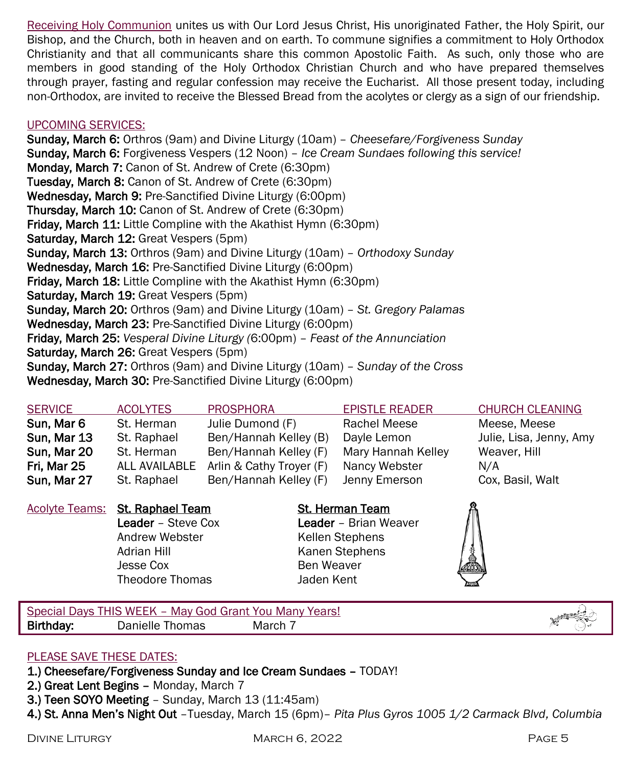Receiving Holy Communion unites us with Our Lord Jesus Christ, His unoriginated Father, the Holy Spirit, our Bishop, and the Church, both in heaven and on earth. To commune signifies a commitment to Holy Orthodox Christianity and that all communicants share this common Apostolic Faith. As such, only those who are members in good standing of the Holy Orthodox Christian Church and who have prepared themselves through prayer, fasting and regular confession may receive the Eucharist. All those present today, including non-Orthodox, are invited to receive the Blessed Bread from the acolytes or clergy as a sign of our friendship.

## UPCOMING SERVICES:

**Sunday, March 6:** Orthros (9am) and Divine Liturgy (10am) – *Cheesefare/Forgiveness Sunday*
**Sunday, March 6:** Forgiveness Vespers (12 Noon) – *Ice Cream Sundaes following this service!*
**Monday, March 7:** Canon of St. Andrew of Crete (6:30pm)
**Tuesday, March 8:** Canon of St. Andrew of Crete (6:30pm)
**Wednesday, March 9:** Pre-Sanctified Divine Liturgy (6:00pm)
**Thursday, March 10:** Canon of St. Andrew of Crete (6:30pm)
**Friday, March 11:** Little Compline with the Akathist Hymn (6:30pm)
**Saturday, March 12:** Great Vespers (5pm)
**Sunday, March 13:** Orthros (9am) and Divine Liturgy (10am) – *Orthodoxy Sunday*
**Wednesday, March 16:** Pre-Sanctified Divine Liturgy (6:00pm)
**Friday, March 18:** Little Compline with the Akathist Hymn (6:30pm)
**Saturday, March 19:** Great Vespers (5pm)
**Sunday, March 20:** Orthros (9am) and Divine Liturgy (10am) – *St. Gregory Palamas*
**Wednesday, March 23:** Pre-Sanctified Divine Liturgy (6:00pm)
**Friday, March 25:** *Vesperal Divine Liturgy (*6:00pm) – *Feast of the Annunciation*
**Saturday, March 26:** Great Vespers (5pm)
**Sunday, March 27:** Orthros (9am) and Divine Liturgy (10am) – *Sunday of the Cross*
**Wednesday, March 30:** Pre-Sanctified Divine Liturgy (6:00pm)

| SERVICE | ACOLYTES | PROSPHORA | EPISTLE READER | CHURCH CLEANING |
|---|---|---|---|---|
| **Sun, Mar 6** | St. Herman | Julie Dumond (F) | Rachel Meese | Meese, Meese |
| **Sun, Mar 13** | St. Raphael | Ben/Hannah Kelley (B) | Dayle Lemon | Julie, Lisa, Jenny, Amy |
| **Sun, Mar 20** | St. Herman | Ben/Hannah Kelley (F) | Mary Hannah Kelley | Weaver, Hill |
| **Fri, Mar 25** | ALL AVAILABLE | Arlin & Cathy Troyer (F) | Nancy Webster | N/A |
| **Sun, Mar 27** | St. Raphael | Ben/Hannah Kelley (F) | Jenny Emerson | Cox, Basil, Walt |

Acolyte Teams:

| St. Raphael Team | St. Herman Team |
|---|---|
| **Leader** – Steve Cox | **Leader** – Brian Weaver |
| Andrew Webster | Kellen Stephens |
| Adrian Hill | Kanen Stephens |
| Jesse Cox | Ben Weaver |
| Theodore Thomas | Jaden Kent |

Special Days THIS WEEK – May God Grant You Many Years!
**Birthday:** Danielle Thomas March 7

## PLEASE SAVE THESE DATES:

1.) **Cheesefare/Forgiveness Sunday and Ice Cream Sundaes –** TODAY!
2.) **Great Lent Begins –** Monday, March 7
3.) **Teen SOYO Meeting** – Sunday, March 13 (11:45am)
4.) **St. Anna Men's Night Out** –Tuesday, March 15 (6pm)– *Pita Plus Gyros 1005 1/2 Carmack Blvd, Columbia*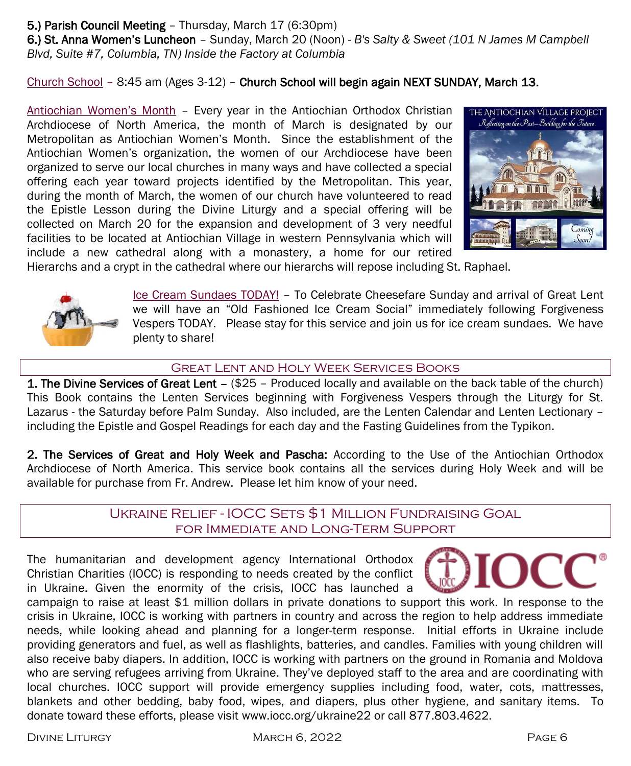**5.) Parish Council Meeting** – Thursday, March 17 (6:30pm)
**6.) St. Anna Women's Luncheon** – Sunday, March 20 (Noon) - *B's Salty & Sweet (101 N James M Campbell Blvd, Suite #7, Columbia, TN) Inside the Factory at Columbia*

Church School – 8:45 am (Ages 3-12) – **Church School will begin again NEXT SUNDAY, March 13.**

Antiochian Women's Month – Every year in the Antiochian Orthodox Christian Archdiocese of North America, the month of March is designated by our Metropolitan as Antiochian Women's Month. Since the establishment of the Antiochian Women's organization, the women of our Archdiocese have been organized to serve our local churches in many ways and have collected a special offering each year toward projects identified by the Metropolitan. This year, during the month of March, the women of our church have volunteered to read the Epistle Lesson during the Divine Liturgy and a special offering will be collected on March 20 for the expansion and development of 3 very needful facilities to be located at Antiochian Village in western Pennsylvania which will include a new cathedral along with a monastery, a home for our retired Hierarchs and a crypt in the cathedral where our hierarchs will repose including St. Raphael.

Ice Cream Sundaes TODAY! – To Celebrate Cheesefare Sunday and arrival of Great Lent we will have an "Old Fashioned Ice Cream Social" immediately following Forgiveness Vespers TODAY. Please stay for this service and join us for ice cream sundaes. We have plenty to share!

## Great Lent and Holy Week Services Books

**1. The Divine Services of Great Lent** – ($25 – Produced locally and available on the back table of the church) This Book contains the Lenten Services beginning with Forgiveness Vespers through the Liturgy for St. Lazarus - the Saturday before Palm Sunday. Also included, are the Lenten Calendar and Lenten Lectionary – including the Epistle and Gospel Readings for each day and the Fasting Guidelines from the Typikon.

**2. The Services of Great and Holy Week and Pascha:** According to the Use of the Antiochian Orthodox Archdiocese of North America. This service book contains all the services during Holy Week and will be available for purchase from Fr. Andrew. Please let him know of your need.

## Ukraine Relief - IOCC Sets $1 Million Fundraising Goal for Immediate and Long-Term Support

The humanitarian and development agency International Orthodox Christian Charities (IOCC) is responding to needs created by the conflict in Ukraine. Given the enormity of the crisis, IOCC has launched a campaign to raise at least $1 million dollars in private donations to support this work. In response to the crisis in Ukraine, IOCC is working with partners in country and across the region to help address immediate needs, while looking ahead and planning for a longer-term response. Initial efforts in Ukraine include providing generators and fuel, as well as flashlights, batteries, and candles. Families with young children will also receive baby diapers. In addition, IOCC is working with partners on the ground in Romania and Moldova who are serving refugees arriving from Ukraine. They've deployed staff to the area and are coordinating with local churches. IOCC support will provide emergency supplies including food, water, cots, mattresses, blankets and other bedding, baby food, wipes, and diapers, plus other hygiene, and sanitary items. To donate toward these efforts, please visit www.iocc.org/ukraine22 or call 877.803.4622.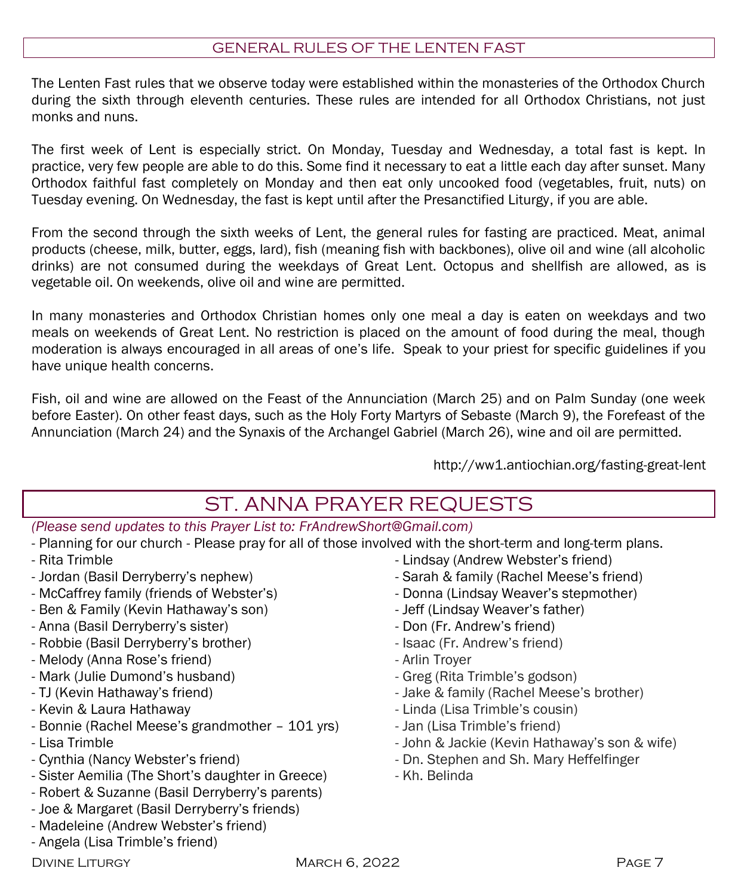## GENERAL RULES OF THE LENTEN FAST

The Lenten Fast rules that we observe today were established within the monasteries of the Orthodox Church during the sixth through eleventh centuries. These rules are intended for all Orthodox Christians, not just monks and nuns.

The first week of Lent is especially strict. On Monday, Tuesday and Wednesday, a total fast is kept. In practice, very few people are able to do this. Some find it necessary to eat a little each day after sunset. Many Orthodox faithful fast completely on Monday and then eat only uncooked food (vegetables, fruit, nuts) on Tuesday evening. On Wednesday, the fast is kept until after the Presanctified Liturgy, if you are able.

From the second through the sixth weeks of Lent, the general rules for fasting are practiced. Meat, animal products (cheese, milk, butter, eggs, lard), fish (meaning fish with backbones), olive oil and wine (all alcoholic drinks) are not consumed during the weekdays of Great Lent. Octopus and shellfish are allowed, as is vegetable oil. On weekends, olive oil and wine are permitted.

In many monasteries and Orthodox Christian homes only one meal a day is eaten on weekdays and two meals on weekends of Great Lent. No restriction is placed on the amount of food during the meal, though moderation is always encouraged in all areas of one's life. Speak to your priest for specific guidelines if you have unique health concerns.

Fish, oil and wine are allowed on the Feast of the Annunciation (March 25) and on Palm Sunday (one week before Easter). On other feast days, such as the Holy Forty Martyrs of Sebaste (March 9), the Forefeast of the Annunciation (March 24) and the Synaxis of the Archangel Gabriel (March 26), wine and oil are permitted.

http://ww1.antiochian.org/fasting-great-lent

## ST. ANNA PRAYER REQUESTS

*(Please send updates to this Prayer List to: FrAndrewShort@Gmail.com)*

- Planning for our church - Please pray for all of those involved with the short-term and long-term plans.
- Rita Trimble
- Jordan (Basil Derryberry's nephew)
- McCaffrey family (friends of Webster's)
- Ben & Family (Kevin Hathaway's son)
- Anna (Basil Derryberry's sister)
- Robbie (Basil Derryberry's brother)
- Melody (Anna Rose's friend)
- Mark (Julie Dumond's husband)
- TJ (Kevin Hathaway's friend)
- Kevin & Laura Hathaway
- Bonnie (Rachel Meese's grandmother – 101 yrs)
- Lisa Trimble
- Cynthia (Nancy Webster's friend)
- Sister Aemilia (The Short's daughter in Greece)
- Robert & Suzanne (Basil Derryberry's parents)
- Joe & Margaret (Basil Derryberry's friends)
- Madeleine (Andrew Webster's friend)
- Angela (Lisa Trimble's friend)
- Lindsay (Andrew Webster's friend)
- Sarah & family (Rachel Meese's friend)
- Donna (Lindsay Weaver's stepmother)
- Jeff (Lindsay Weaver's father)
- Don (Fr. Andrew's friend)
- Isaac (Fr. Andrew's friend)
- Arlin Troyer
- Greg (Rita Trimble's godson)
- Jake & family (Rachel Meese's brother)
- Linda (Lisa Trimble's cousin)
- Jan (Lisa Trimble's friend)
- John & Jackie (Kevin Hathaway's son & wife)
- Dn. Stephen and Sh. Mary Heffelfinger
- Kh. Belinda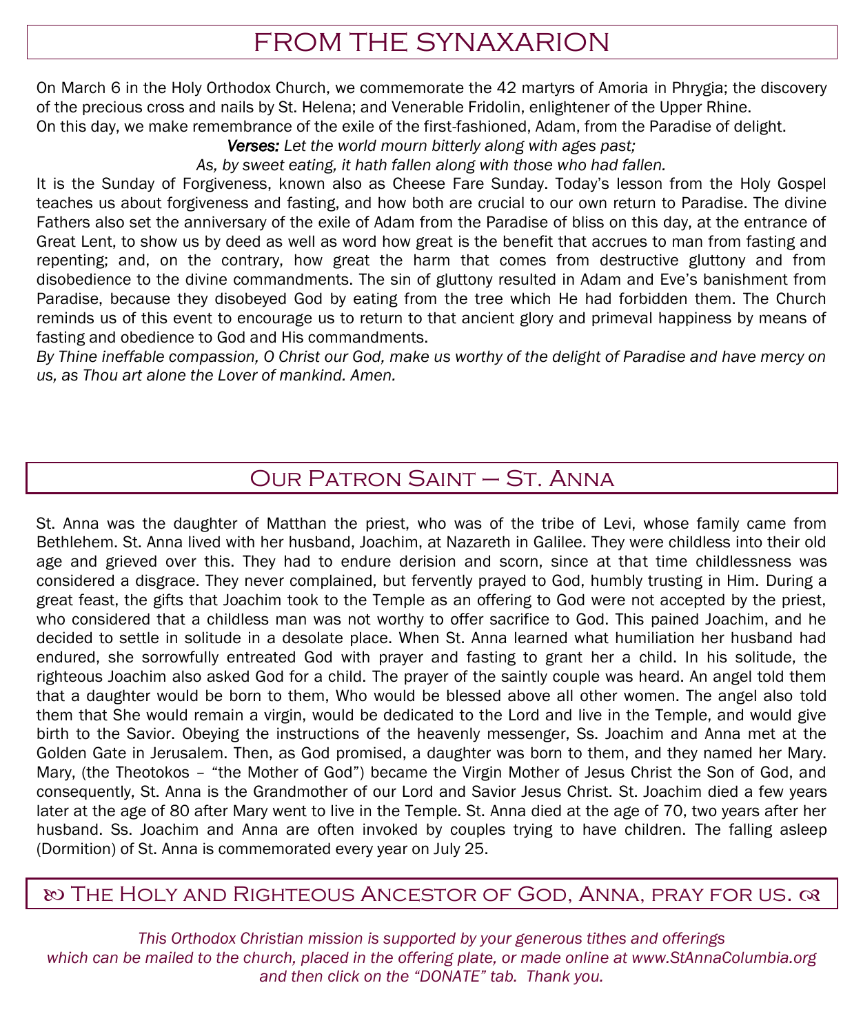## FROM THE SYNAXARION

On March 6 in the Holy Orthodox Church, we commemorate the 42 martyrs of Amoria in Phrygia; the discovery of the precious cross and nails by St. Helena; and Venerable Fridolin, enlightener of the Upper Rhine.

On this day, we make remembrance of the exile of the first-fashioned, Adam, from the Paradise of delight.

***Verses:*** *Let the world mourn bitterly along with ages past;*
*As, by sweet eating, it hath fallen along with those who had fallen.*

It is the Sunday of Forgiveness, known also as Cheese Fare Sunday. Today's lesson from the Holy Gospel teaches us about forgiveness and fasting, and how both are crucial to our own return to Paradise. The divine Fathers also set the anniversary of the exile of Adam from the Paradise of bliss on this day, at the entrance of Great Lent, to show us by deed as well as word how great is the benefit that accrues to man from fasting and repenting; and, on the contrary, how great the harm that comes from destructive gluttony and from disobedience to the divine commandments. The sin of gluttony resulted in Adam and Eve's banishment from Paradise, because they disobeyed God by eating from the tree which He had forbidden them. The Church reminds us of this event to encourage us to return to that ancient glory and primeval happiness by means of fasting and obedience to God and His commandments.

*By Thine ineffable compassion, O Christ our God, make us worthy of the delight of Paradise and have mercy on us, as Thou art alone the Lover of mankind. Amen.*

## Our Patron Saint – St. Anna

St. Anna was the daughter of Matthan the priest, who was of the tribe of Levi, whose family came from Bethlehem. St. Anna lived with her husband, Joachim, at Nazareth in Galilee. They were childless into their old age and grieved over this. They had to endure derision and scorn, since at that time childlessness was considered a disgrace. They never complained, but fervently prayed to God, humbly trusting in Him. During a great feast, the gifts that Joachim took to the Temple as an offering to God were not accepted by the priest, who considered that a childless man was not worthy to offer sacrifice to God. This pained Joachim, and he decided to settle in solitude in a desolate place. When St. Anna learned what humiliation her husband had endured, she sorrowfully entreated God with prayer and fasting to grant her a child. In his solitude, the righteous Joachim also asked God for a child. The prayer of the saintly couple was heard. An angel told them that a daughter would be born to them, Who would be blessed above all other women. The angel also told them that She would remain a virgin, would be dedicated to the Lord and live in the Temple, and would give birth to the Savior. Obeying the instructions of the heavenly messenger, Ss. Joachim and Anna met at the Golden Gate in Jerusalem. Then, as God promised, a daughter was born to them, and they named her Mary. Mary, (the Theotokos – "the Mother of God") became the Virgin Mother of Jesus Christ the Son of God, and consequently, St. Anna is the Grandmother of our Lord and Savior Jesus Christ. St. Joachim died a few years later at the age of 80 after Mary went to live in the Temple. St. Anna died at the age of 70, two years after her husband. Ss. Joachim and Anna are often invoked by couples trying to have children. The falling asleep (Dormition) of St. Anna is commemorated every year on July 25.

## The Holy and Righteous Ancestor of God, Anna, pray for us.

*This Orthodox Christian mission is supported by your generous tithes and offerings which can be mailed to the church, placed in the offering plate, or made online at www.StAnnaColumbia.org and then click on the "DONATE" tab. Thank you.*